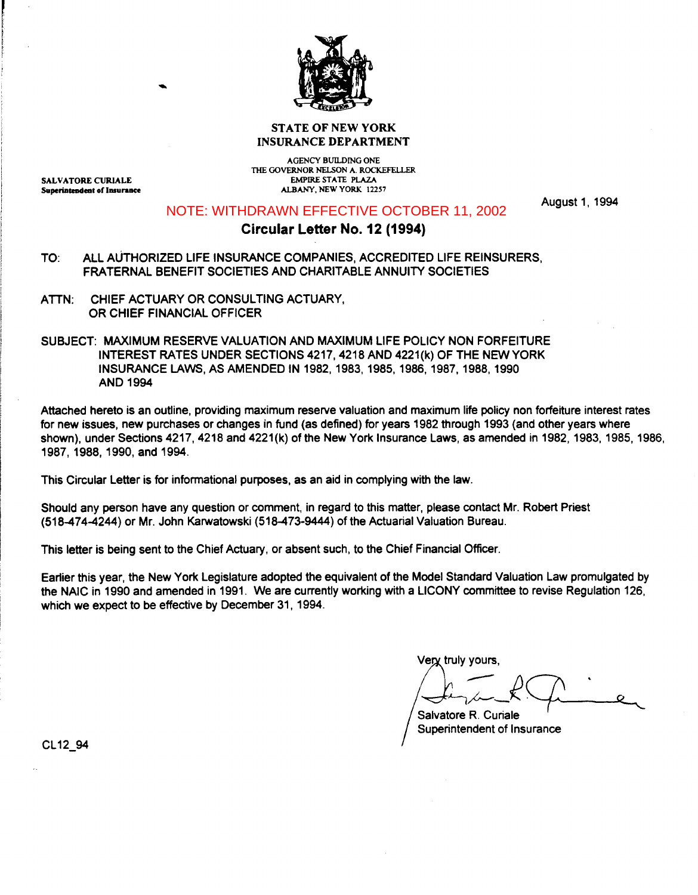**STATE OF NEW YORK**
**INSURANCE DEPARTMENT**

AGENCY BUILDING ONE
THE GOVERNOR NELSON A. ROCKEFELLER
EMPIRE STATE PLAZA
ALBANY, NEW YORK 12257

**SALVATORE CURIALE**
**Superintendent of Insurance**

August 1, 1994

NOTE: WITHDRAWN EFFECTIVE OCTOBER 11, 2002

## Circular Letter No. 12 (1994)

TO: ALL AUTHORIZED LIFE INSURANCE COMPANIES, ACCREDITED LIFE REINSURERS, FRATERNAL BENEFIT SOCIETIES AND CHARITABLE ANNUITY SOCIETIES

ATTN: CHIEF ACTUARY OR CONSULTING ACTUARY, OR CHIEF FINANCIAL OFFICER

SUBJECT: MAXIMUM RESERVE VALUATION AND MAXIMUM LIFE POLICY NON FORFEITURE INTEREST RATES UNDER SECTIONS 4217, 4218 AND 4221(k) OF THE NEW YORK INSURANCE LAWS, AS AMENDED IN 1982, 1983, 1985, 1986, 1987, 1988, 1990 AND 1994

Attached hereto is an outline, providing maximum reserve valuation and maximum life policy non forfeiture interest rates for new issues, new purchases or changes in fund (as defined) for years 1982 through 1993 (and other years where shown), under Sections 4217, 4218 and 4221(k) of the New York Insurance Laws, as amended in 1982, 1983, 1985, 1986, 1987, 1988, 1990, and 1994.

This Circular Letter is for informational purposes, as an aid in complying with the law.

Should any person have any question or comment, in regard to this matter, please contact Mr. Robert Priest (518-474-4244) or Mr. John Karwatowski (518-473-9444) of the Actuarial Valuation Bureau.

This letter is being sent to the Chief Actuary, or absent such, to the Chief Financial Officer.

Earlier this year, the New York Legislature adopted the equivalent of the Model Standard Valuation Law promulgated by the NAIC in 1990 and amended in 1991. We are currently working with a LICONY committee to revise Regulation 126, which we expect to be effective by December 31, 1994.

Very truly yours,

Salvatore R. Curiale
Superintendent of Insurance

CL12_94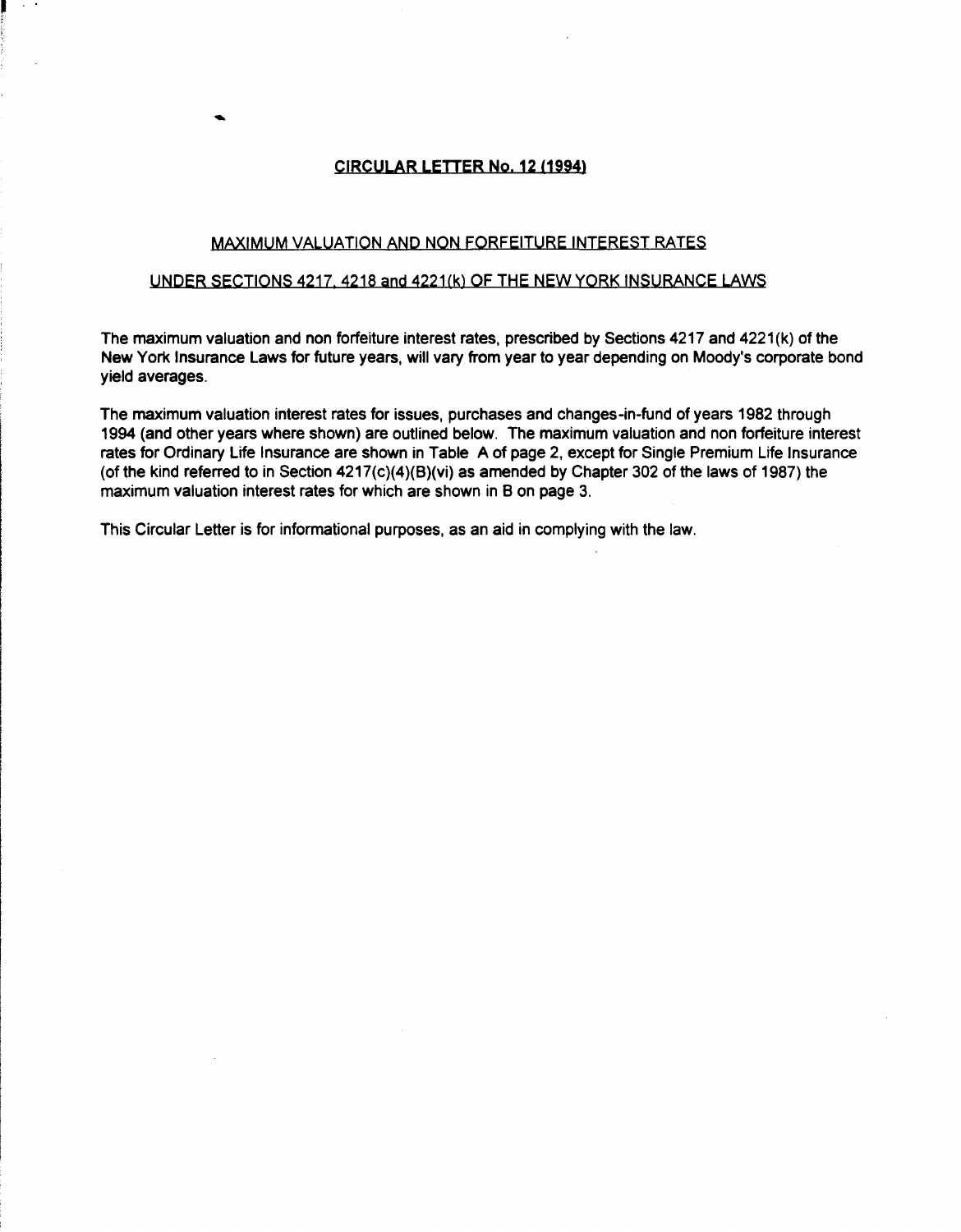# CIRCULAR LETTER No. 12 (1994)

## MAXIMUM VALUATION AND NON FORFEITURE INTEREST RATES

## UNDER SECTIONS 4217, 4218 and 4221(k) OF THE NEW YORK INSURANCE LAWS

The maximum valuation and non forfeiture interest rates, prescribed by Sections 4217 and 4221(k) of the New York Insurance Laws for future years, will vary from year to year depending on Moody's corporate bond yield averages.

The maximum valuation interest rates for issues, purchases and changes-in-fund of years 1982 through 1994 (and other years where shown) are outlined below. The maximum valuation and non forfeiture interest rates for Ordinary Life Insurance are shown in Table A of page 2, except for Single Premium Life Insurance (of the kind referred to in Section 4217(c)(4)(B)(vi) as amended by Chapter 302 of the laws of 1987) the maximum valuation interest rates for which are shown in B on page 3.

This Circular Letter is for informational purposes, as an aid in complying with the law.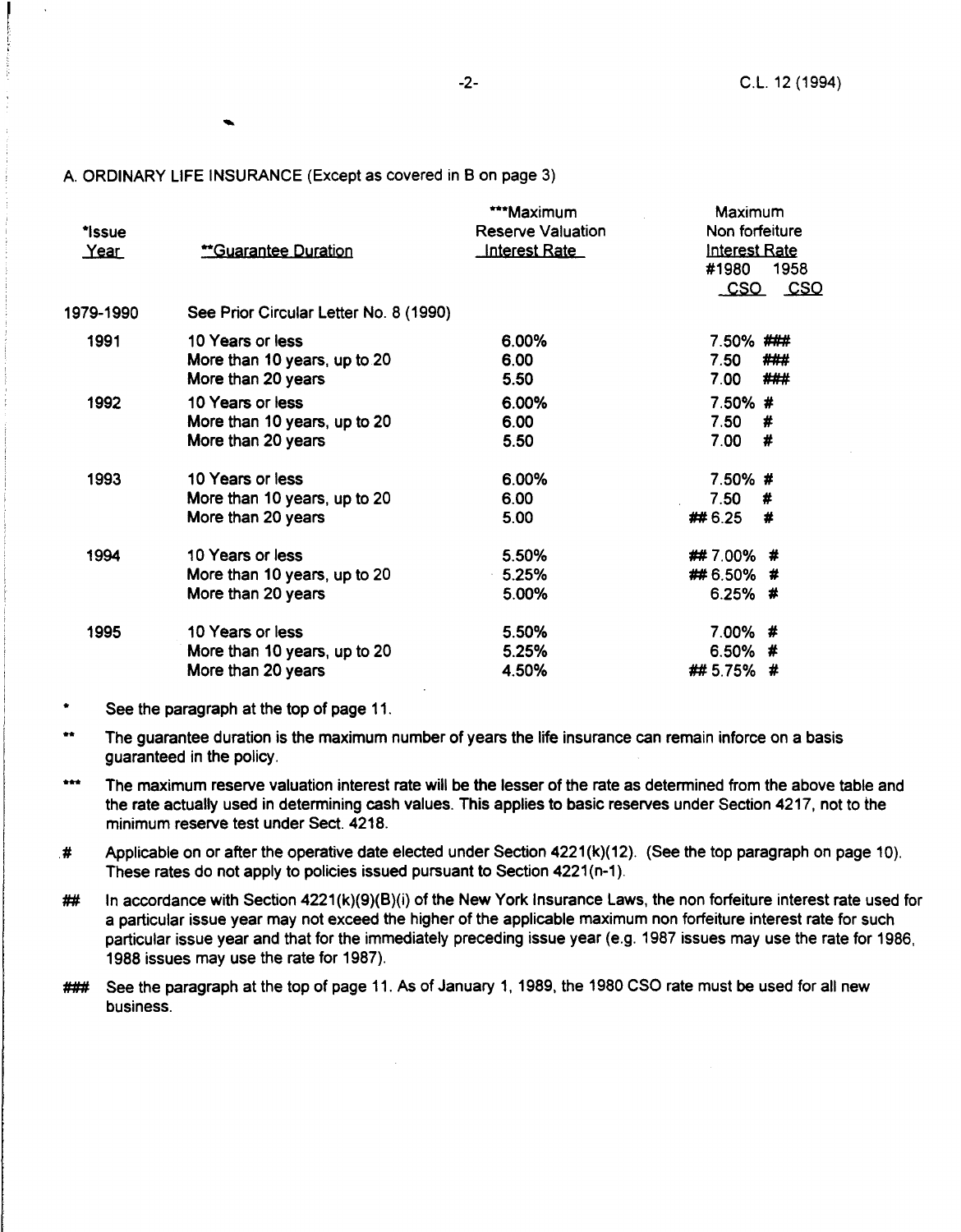A. ORDINARY LIFE INSURANCE (Except as covered in B on page 3)

| *Issue Year | **Guarantee Duration | ***Maximum Reserve Valuation Interest Rate | Maximum Non forfeiture Interest Rate #1980 CSO | 1958 CSO |
|---|---|---|---|---|
| 1979-1990 | See Prior Circular Letter No. 8 (1990) | | | |
| 1991 | 10 Years or less | 6.00% | 7.50% | ### |
| | More than 10 years, up to 20 | 6.00 | 7.50 | ### |
| | More than 20 years | 5.50 | 7.00 | ### |
| 1992 | 10 Years or less | 6.00% | 7.50% | # |
| | More than 10 years, up to 20 | 6.00 | 7.50 | # |
| | More than 20 years | 5.50 | 7.00 | # |
| 1993 | 10 Years or less | 6.00% | 7.50% | # |
| | More than 10 years, up to 20 | 6.00 | 7.50 | # |
| | More than 20 years | 5.00 | ## 6.25 | # |
| 1994 | 10 Years or less | 5.50% | ## 7.00% | # |
| | More than 10 years, up to 20 | 5.25% | ## 6.50% | # |
| | More than 20 years | 5.00% | 6.25% | # |
| 1995 | 10 Years or less | 5.50% | 7.00% | # |
| | More than 10 years, up to 20 | 5.25% | 6.50% | # |
| | More than 20 years | 4.50% | ## 5.75% | # |

\* See the paragraph at the top of page 11.

\*\* The guarantee duration is the maximum number of years the life insurance can remain inforce on a basis guaranteed in the policy.

\*\*\* The maximum reserve valuation interest rate will be the lesser of the rate as determined from the above table and the rate actually used in determining cash values. This applies to basic reserves under Section 4217, not to the minimum reserve test under Sect. 4218.

\# Applicable on or after the operative date elected under Section 4221(k)(12). (See the top paragraph on page 10). These rates do not apply to policies issued pursuant to Section 4221(n-1).

\## In accordance with Section 4221(k)(9)(B)(i) of the New York Insurance Laws, the non forfeiture interest rate used for a particular issue year may not exceed the higher of the applicable maximum non forfeiture interest rate for such particular issue year and that for the immediately preceding issue year (e.g. 1987 issues may use the rate for 1986, 1988 issues may use the rate for 1987).

\### See the paragraph at the top of page 11. As of January 1, 1989, the 1980 CSO rate must be used for all new business.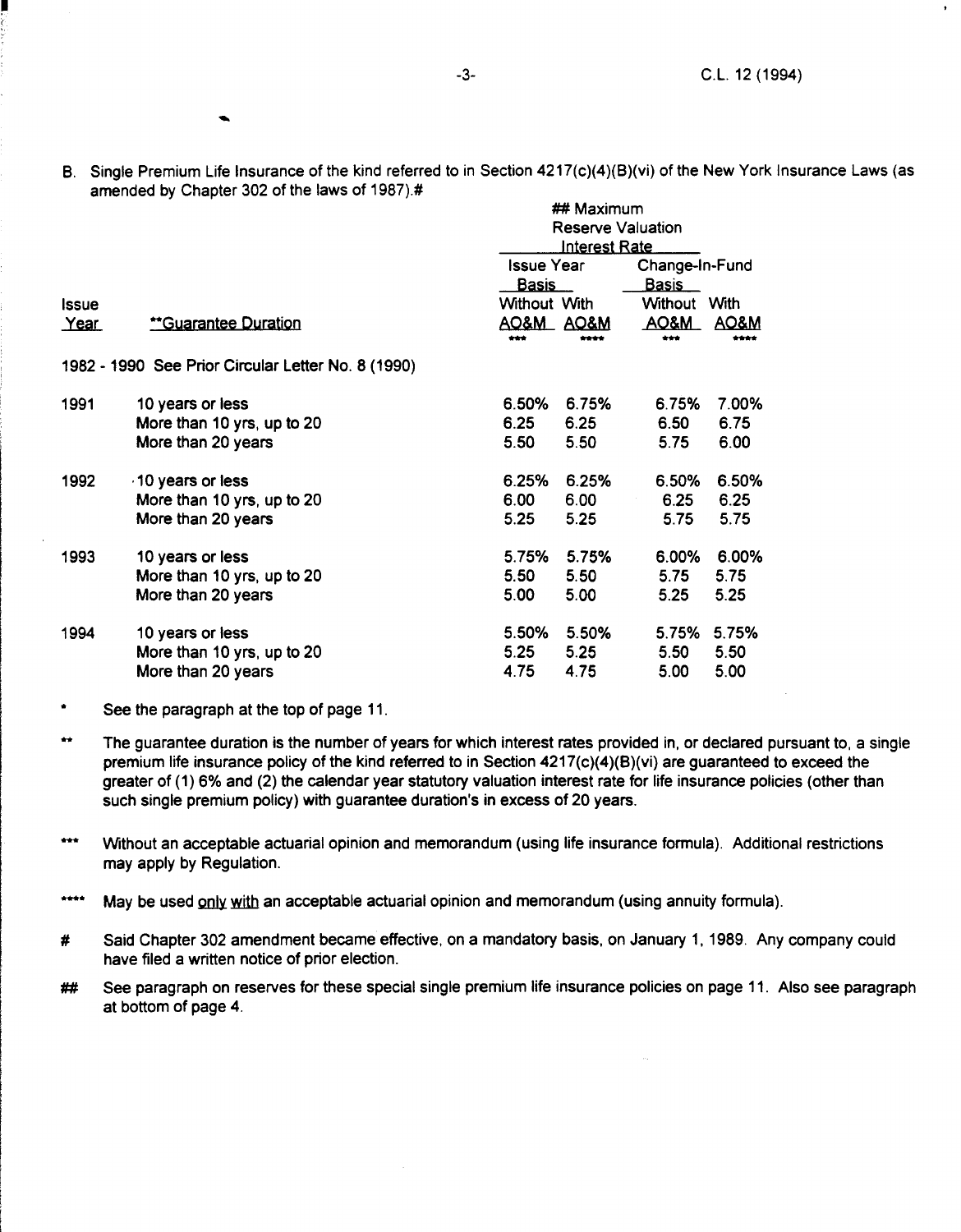B. Single Premium Life Insurance of the kind referred to in Section 4217(c)(4)(B)(vi) of the New York Insurance Laws (as amended by Chapter 302 of the laws of 1987).#

| | | ## Maximum Reserve Valuation Interest Rate | | | |
|---|---|---|---|---|---|
| | | Issue Year Basis | | Change-In-Fund Basis | |
| Issue Year | **Guarantee Duration | Without AO&M *** | With AO&M **** | Without AO&M *** | With AO&M **** |
| 1982 - 1990 | See Prior Circular Letter No. 8 (1990) | | | | |
| 1991 | 10 years or less | 6.50% | 6.75% | 6.75% | 7.00% |
| | More than 10 yrs, up to 20 | 6.25 | 6.25 | 6.50 | 6.75 |
| | More than 20 years | 5.50 | 5.50 | 5.75 | 6.00 |
| 1992 | 10 years or less | 6.25% | 6.25% | 6.50% | 6.50% |
| | More than 10 yrs, up to 20 | 6.00 | 6.00 | 6.25 | 6.25 |
| | More than 20 years | 5.25 | 5.25 | 5.75 | 5.75 |
| 1993 | 10 years or less | 5.75% | 5.75% | 6.00% | 6.00% |
| | More than 10 yrs, up to 20 | 5.50 | 5.50 | 5.75 | 5.75 |
| | More than 20 years | 5.00 | 5.00 | 5.25 | 5.25 |
| 1994 | 10 years or less | 5.50% | 5.50% | 5.75% | 5.75% |
| | More than 10 yrs, up to 20 | 5.25 | 5.25 | 5.50 | 5.50 |
| | More than 20 years | 4.75 | 4.75 | 5.00 | 5.00 |

\* See the paragraph at the top of page 11.

\** The guarantee duration is the number of years for which interest rates provided in, or declared pursuant to, a single premium life insurance policy of the kind referred to in Section 4217(c)(4)(B)(vi) are guaranteed to exceed the greater of (1) 6% and (2) the calendar year statutory valuation interest rate for life insurance policies (other than such single premium policy) with guarantee duration's in excess of 20 years.

\*** Without an acceptable actuarial opinion and memorandum (using life insurance formula). Additional restrictions may apply by Regulation.

\**** May be used <u>only with</u> an acceptable actuarial opinion and memorandum (using annuity formula).

\# Said Chapter 302 amendment became effective, on a mandatory basis, on January 1, 1989. Any company could have filed a written notice of prior election.

\## See paragraph on reserves for these special single premium life insurance policies on page 11. Also see paragraph at bottom of page 4.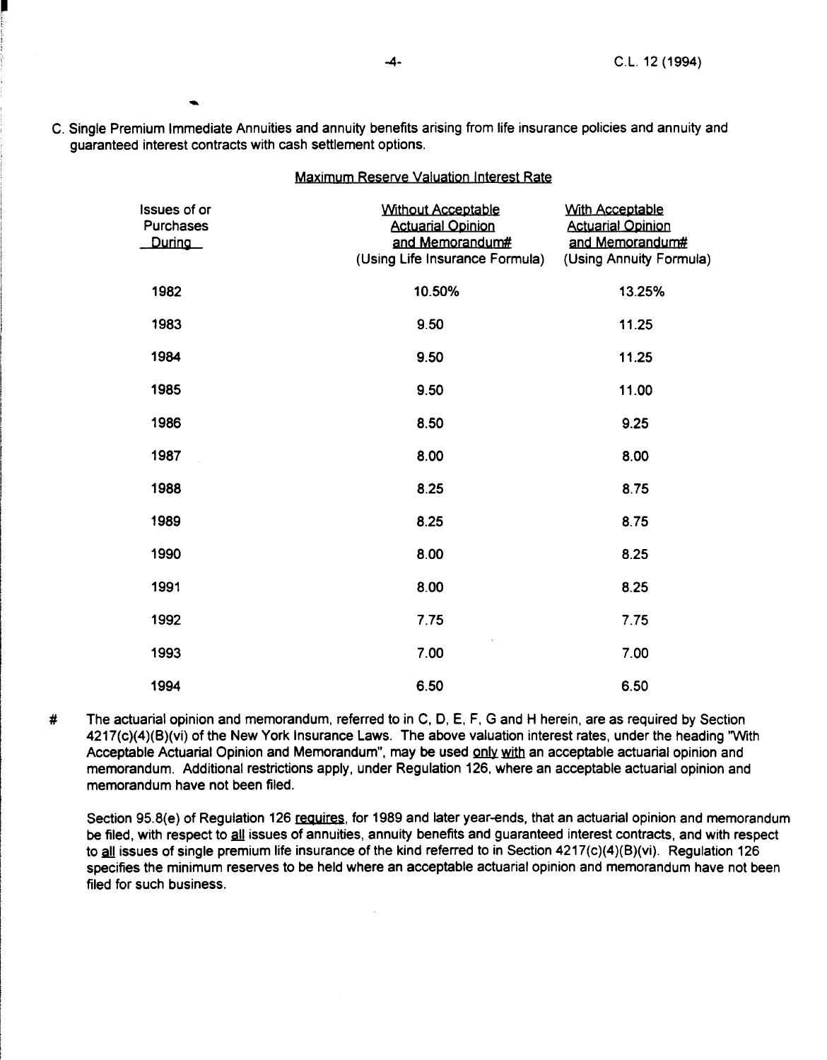C. Single Premium Immediate Annuities and annuity benefits arising from life insurance policies and annuity and guaranteed interest contracts with cash settlement options.

Maximum Reserve Valuation Interest Rate

| Issues of or Purchases During | Without Acceptable Actuarial Opinion and Memorandum# (Using Life Insurance Formula) | With Acceptable Actuarial Opinion and Memorandum# (Using Annuity Formula) |
|---|---|---|
| 1982 | 10.50% | 13.25% |
| 1983 | 9.50 | 11.25 |
| 1984 | 9.50 | 11.25 |
| 1985 | 9.50 | 11.00 |
| 1986 | 8.50 | 9.25 |
| 1987 | 8.00 | 8.00 |
| 1988 | 8.25 | 8.75 |
| 1989 | 8.25 | 8.75 |
| 1990 | 8.00 | 8.25 |
| 1991 | 8.00 | 8.25 |
| 1992 | 7.75 | 7.75 |
| 1993 | 7.00 | 7.00 |
| 1994 | 6.50 | 6.50 |

# The actuarial opinion and memorandum, referred to in C, D, E, F, G and H herein, are as required by Section 4217(c)(4)(B)(vi) of the New York Insurance Laws. The above valuation interest rates, under the heading "With Acceptable Actuarial Opinion and Memorandum", may be used only with an acceptable actuarial opinion and memorandum. Additional restrictions apply, under Regulation 126, where an acceptable actuarial opinion and memorandum have not been filed.

Section 95.8(e) of Regulation 126 requires, for 1989 and later year-ends, that an actuarial opinion and memorandum be filed, with respect to all issues of annuities, annuity benefits and guaranteed interest contracts, and with respect to all issues of single premium life insurance of the kind referred to in Section 4217(c)(4)(B)(vi). Regulation 126 specifies the minimum reserves to be held where an acceptable actuarial opinion and memorandum have not been filed for such business.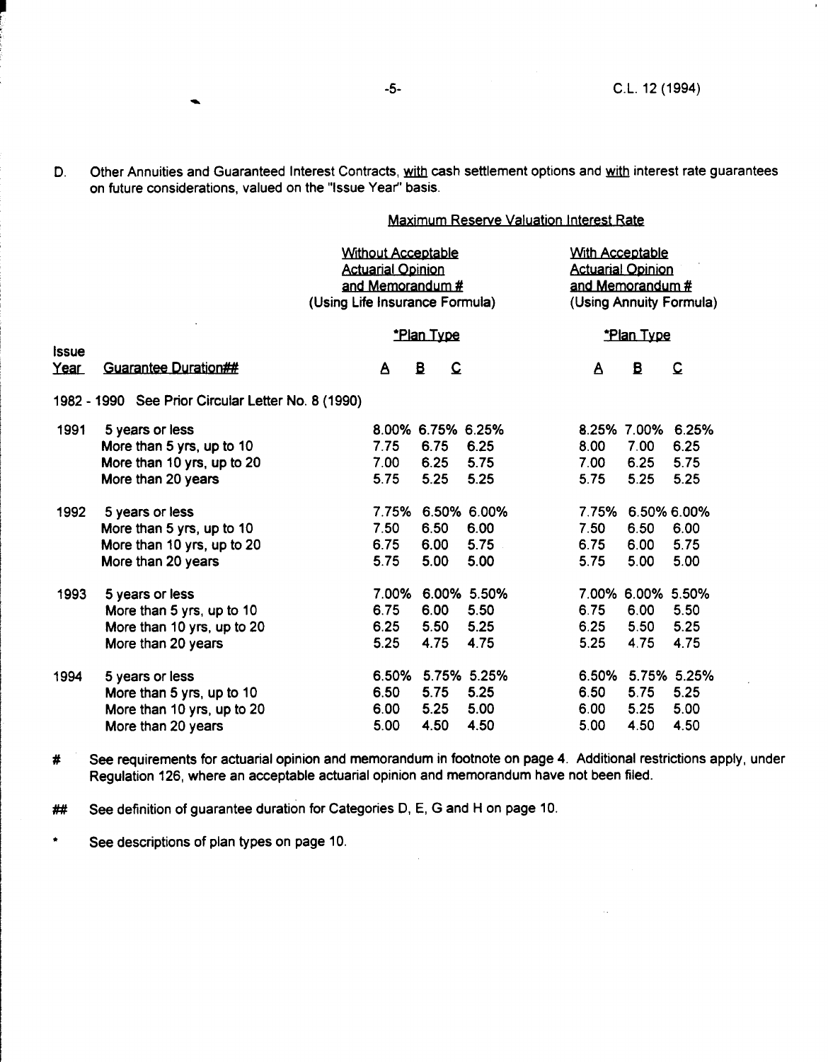D. Other Annuities and Guaranteed Interest Contracts, with cash settlement options and with interest rate guarantees on future considerations, valued on the "Issue Year" basis.

| | | Maximum Reserve Valuation Interest Rate | | | | | |
|---|---|---|---|---|---|---|---|
| | | Without Acceptable Actuarial Opinion and Memorandum # (Using Life Insurance Formula) | | | With Acceptable Actuarial Opinion and Memorandum # (Using Annuity Formula) | | |
| | | *Plan Type | | | *Plan Type | | |
| Issue Year | Guarantee Duration## | A | B | C | A | B | C |
| 1982 - 1990 | See Prior Circular Letter No. 8 (1990) | | | | | | |
| 1991 | 5 years or less | 8.00% | 6.75% | 6.25% | 8.25% | 7.00% | 6.25% |
| | More than 5 yrs, up to 10 | 7.75 | 6.75 | 6.25 | 8.00 | 7.00 | 6.25 |
| | More than 10 yrs, up to 20 | 7.00 | 6.25 | 5.75 | 7.00 | 6.25 | 5.75 |
| | More than 20 years | 5.75 | 5.25 | 5.25 | 5.75 | 5.25 | 5.25 |
| 1992 | 5 years or less | 7.75% | 6.50% | 6.00% | 7.75% | 6.50% | 6.00% |
| | More than 5 yrs, up to 10 | 7.50 | 6.50 | 6.00 | 7.50 | 6.50 | 6.00 |
| | More than 10 yrs, up to 20 | 6.75 | 6.00 | 5.75 | 6.75 | 6.00 | 5.75 |
| | More than 20 years | 5.75 | 5.00 | 5.00 | 5.75 | 5.00 | 5.00 |
| 1993 | 5 years or less | 7.00% | 6.00% | 5.50% | 7.00% | 6.00% | 5.50% |
| | More than 5 yrs, up to 10 | 6.75 | 6.00 | 5.50 | 6.75 | 6.00 | 5.50 |
| | More than 10 yrs, up to 20 | 6.25 | 5.50 | 5.25 | 6.25 | 5.50 | 5.25 |
| | More than 20 years | 5.25 | 4.75 | 4.75 | 5.25 | 4.75 | 4.75 |
| 1994 | 5 years or less | 6.50% | 5.75% | 5.25% | 6.50% | 5.75% | 5.25% |
| | More than 5 yrs, up to 10 | 6.50 | 5.75 | 5.25 | 6.50 | 5.75 | 5.25 |
| | More than 10 yrs, up to 20 | 6.00 | 5.25 | 5.00 | 6.00 | 5.25 | 5.00 |
| | More than 20 years | 5.00 | 4.50 | 4.50 | 5.00 | 4.50 | 4.50 |

# See requirements for actuarial opinion and memorandum in footnote on page 4. Additional restrictions apply, under Regulation 126, where an acceptable actuarial opinion and memorandum have not been filed.

## See definition of guarantee duration for Categories D, E, G and H on page 10.

* See descriptions of plan types on page 10.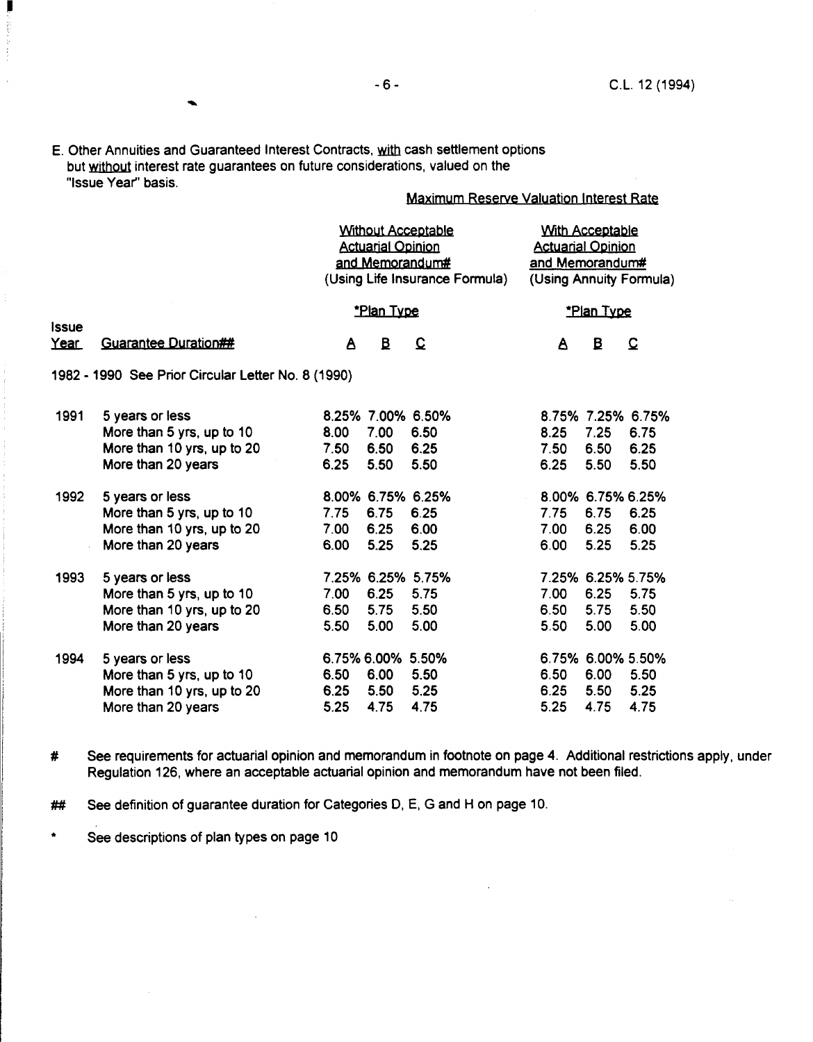E. Other Annuities and Guaranteed Interest Contracts, with cash settlement options but without interest rate guarantees on future considerations, valued on the "Issue Year" basis.

| | | Maximum Reserve Valuation Interest Rate | | | | | |
|---|---|---|---|---|---|---|---|
| | | Without Acceptable Actuarial Opinion and Memorandum# (Using Life Insurance Formula) | | | With Acceptable Actuarial Opinion and Memorandum# (Using Annuity Formula) | | |
| | | *Plan Type | | | *Plan Type | | |
| Issue Year | Guarantee Duration## | A | B | C | A | B | C |
| 1982 - 1990 See Prior Circular Letter No. 8 (1990) | | | | | | | |
| 1991 | 5 years or less | 8.25% | 7.00% | 6.50% | 8.75% | 7.25% | 6.75% |
| | More than 5 yrs, up to 10 | 8.00 | 7.00 | 6.50 | 8.25 | 7.25 | 6.75 |
| | More than 10 yrs, up to 20 | 7.50 | 6.50 | 6.25 | 7.50 | 6.50 | 6.25 |
| | More than 20 years | 6.25 | 5.50 | 5.50 | 6.25 | 5.50 | 5.50 |
| 1992 | 5 years or less | 8.00% | 6.75% | 6.25% | 8.00% | 6.75% | 6.25% |
| | More than 5 yrs, up to 10 | 7.75 | 6.75 | 6.25 | 7.75 | 6.75 | 6.25 |
| | More than 10 yrs, up to 20 | 7.00 | 6.25 | 6.00 | 7.00 | 6.25 | 6.00 |
| | More than 20 years | 6.00 | 5.25 | 5.25 | 6.00 | 5.25 | 5.25 |
| 1993 | 5 years or less | 7.25% | 6.25% | 5.75% | 7.25% | 6.25% | 5.75% |
| | More than 5 yrs, up to 10 | 7.00 | 6.25 | 5.75 | 7.00 | 6.25 | 5.75 |
| | More than 10 yrs, up to 20 | 6.50 | 5.75 | 5.50 | 6.50 | 5.75 | 5.50 |
| | More than 20 years | 5.50 | 5.00 | 5.00 | 5.50 | 5.00 | 5.00 |
| 1994 | 5 years or less | 6.75% | 6.00% | 5.50% | 6.75% | 6.00% | 5.50% |
| | More than 5 yrs, up to 10 | 6.50 | 6.00 | 5.50 | 6.50 | 6.00 | 5.50 |
| | More than 10 yrs, up to 20 | 6.25 | 5.50 | 5.25 | 6.25 | 5.50 | 5.25 |
| | More than 20 years | 5.25 | 4.75 | 4.75 | 5.25 | 4.75 | 4.75 |

# See requirements for actuarial opinion and memorandum in footnote on page 4. Additional restrictions apply, under Regulation 126, where an acceptable actuarial opinion and memorandum have not been filed.

## See definition of guarantee duration for Categories D, E, G and H on page 10.

* See descriptions of plan types on page 10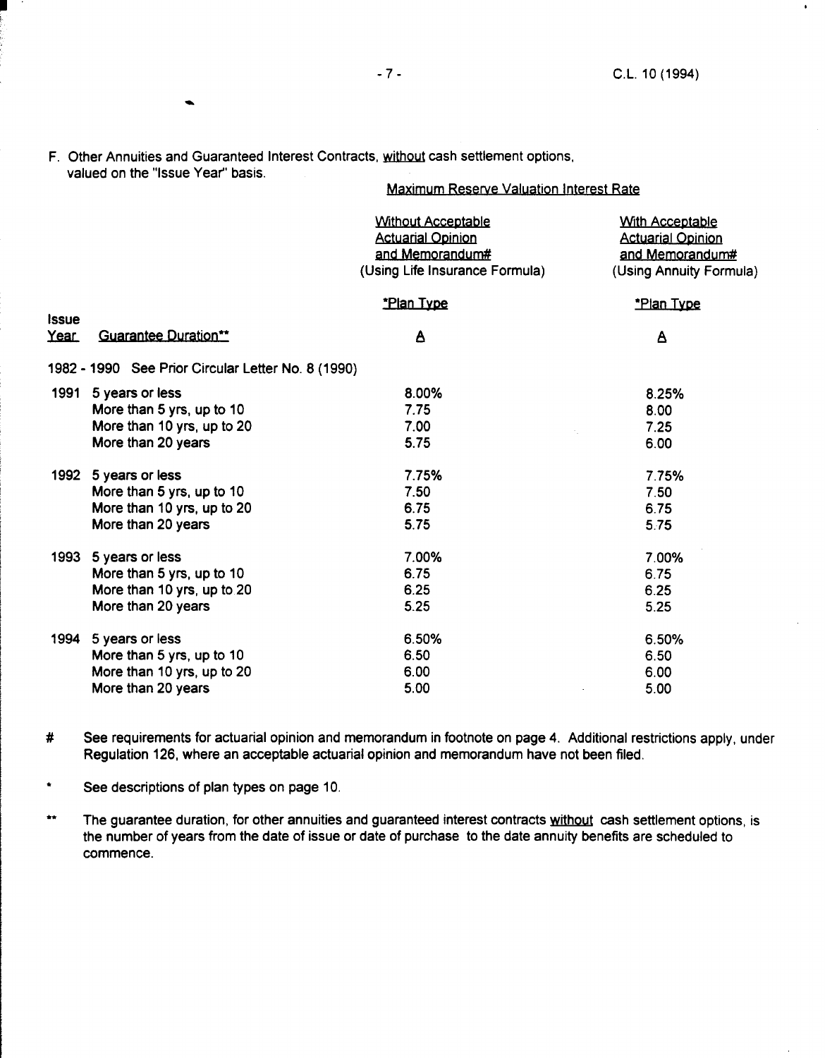F. Other Annuities and Guaranteed Interest Contracts, without cash settlement options, valued on the "Issue Year" basis.

| | | Maximum Reserve Valuation Interest Rate | |
|---|---|---|---|
| | | Without Acceptable Actuarial Opinion and Memorandum# (Using Life Insurance Formula) | With Acceptable Actuarial Opinion and Memorandum# (Using Annuity Formula) |
| | | *Plan Type | *Plan Type |
| Issue Year | Guarantee Duration** | A | A |
| 1982 - 1990 | See Prior Circular Letter No. 8 (1990) | | |
| 1991 | 5 years or less | 8.00% | 8.25% |
| | More than 5 yrs, up to 10 | 7.75 | 8.00 |
| | More than 10 yrs, up to 20 | 7.00 | 7.25 |
| | More than 20 years | 5.75 | 6.00 |
| 1992 | 5 years or less | 7.75% | 7.75% |
| | More than 5 yrs, up to 10 | 7.50 | 7.50 |
| | More than 10 yrs, up to 20 | 6.75 | 6.75 |
| | More than 20 years | 5.75 | 5.75 |
| 1993 | 5 years or less | 7.00% | 7.00% |
| | More than 5 yrs, up to 10 | 6.75 | 6.75 |
| | More than 10 yrs, up to 20 | 6.25 | 6.25 |
| | More than 20 years | 5.25 | 5.25 |
| 1994 | 5 years or less | 6.50% | 6.50% |
| | More than 5 yrs, up to 10 | 6.50 | 6.50 |
| | More than 10 yrs, up to 20 | 6.00 | 6.00 |
| | More than 20 years | 5.00 | 5.00 |

\# See requirements for actuarial opinion and memorandum in footnote on page 4. Additional restrictions apply, under Regulation 126, where an acceptable actuarial opinion and memorandum have not been filed.

\* See descriptions of plan types on page 10.

\*\* The guarantee duration, for other annuities and guaranteed interest contracts without cash settlement options, is the number of years from the date of issue or date of purchase to the date annuity benefits are scheduled to commence.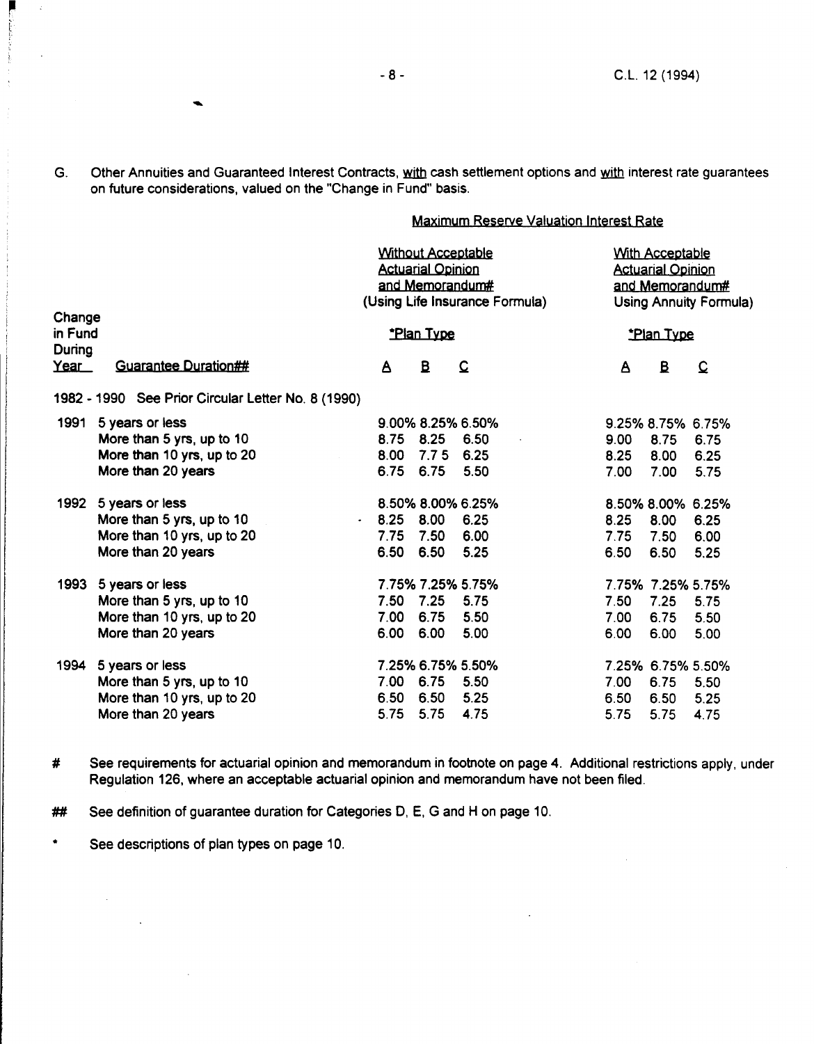G. Other Annuities and Guaranteed Interest Contracts, with cash settlement options and with interest rate guarantees on future considerations, valued on the "Change in Fund" basis.

| | | Maximum Reserve Valuation Interest Rate | | | | | |
|---|---|---|---|---|---|---|---|
| | | Without Acceptable Actuarial Opinion and Memorandum# (Using Life Insurance Formula) | | | With Acceptable Actuarial Opinion and Memorandum# Using Annuity Formula) | | |
| Change in Fund During | | *Plan Type | | | *Plan Type | | |
| Year | Guarantee Duration## | A | B | C | A | B | C |
| 1982 - 1990 | See Prior Circular Letter No. 8 (1990) | | | | | | |
| 1991 | 5 years or less | 9.00% | 8.25% | 6.50% | 9.25% | 8.75% | 6.75% |
| | More than 5 yrs, up to 10 | 8.75 | 8.25 | 6.50 | 9.00 | 8.75 | 6.75 |
| | More than 10 yrs, up to 20 | 8.00 | 7.75 | 6.25 | 8.25 | 8.00 | 6.25 |
| | More than 20 years | 6.75 | 6.75 | 5.50 | 7.00 | 7.00 | 5.75 |
| 1992 | 5 years or less | 8.50% | 8.00% | 6.25% | 8.50% | 8.00% | 6.25% |
| | More than 5 yrs, up to 10 | 8.25 | 8.00 | 6.25 | 8.25 | 8.00 | 6.25 |
| | More than 10 yrs, up to 20 | 7.75 | 7.50 | 6.00 | 7.75 | 7.50 | 6.00 |
| | More than 20 years | 6.50 | 6.50 | 5.25 | 6.50 | 6.50 | 5.25 |
| 1993 | 5 years or less | 7.75% | 7.25% | 5.75% | 7.75% | 7.25% | 5.75% |
| | More than 5 yrs, up to 10 | 7.50 | 7.25 | 5.75 | 7.50 | 7.25 | 5.75 |
| | More than 10 yrs, up to 20 | 7.00 | 6.75 | 5.50 | 7.00 | 6.75 | 5.50 |
| | More than 20 years | 6.00 | 6.00 | 5.00 | 6.00 | 6.00 | 5.00 |
| 1994 | 5 years or less | 7.25% | 6.75% | 5.50% | 7.25% | 6.75% | 5.50% |
| | More than 5 yrs, up to 10 | 7.00 | 6.75 | 5.50 | 7.00 | 6.75 | 5.50 |
| | More than 10 yrs, up to 20 | 6.50 | 6.50 | 5.25 | 6.50 | 6.50 | 5.25 |
| | More than 20 years | 5.75 | 5.75 | 4.75 | 5.75 | 5.75 | 4.75 |

# See requirements for actuarial opinion and memorandum in footnote on page 4. Additional restrictions apply, under Regulation 126, where an acceptable actuarial opinion and memorandum have not been filed.

## See definition of guarantee duration for Categories D, E, G and H on page 10.

* See descriptions of plan types on page 10.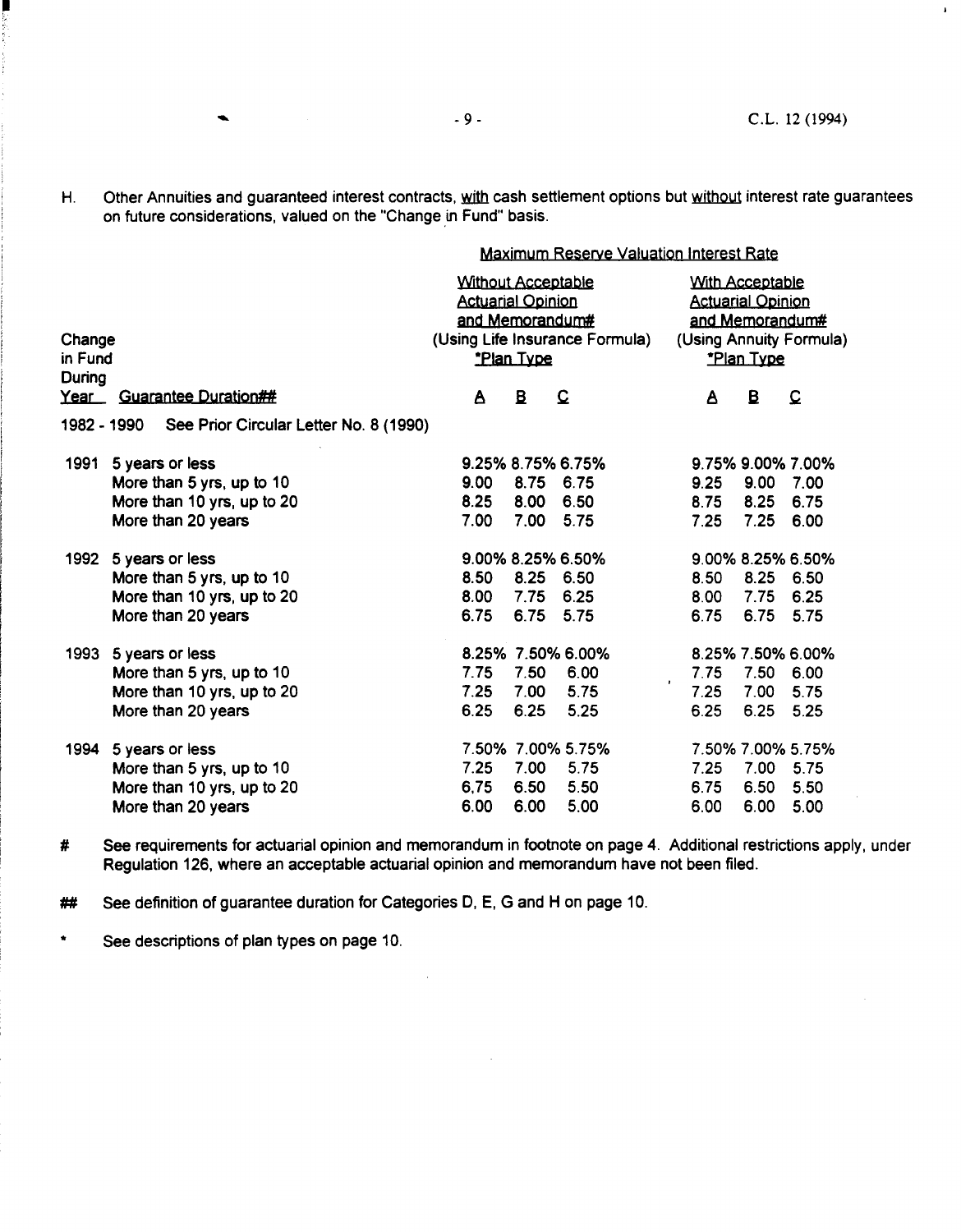H. Other Annuities and guaranteed interest contracts, <u>with</u> cash settlement options but <u>without</u> interest rate guarantees on future considerations, valued on the "Change in Fund" basis.

| Change in Fund During Year | Guarantee Duration## | Maximum Reserve Valuation Interest Rate | | | | | |
|---|---|---|---|---|---|---|---|
| | | Without Acceptable Actuarial Opinion and Memorandum# (Using Life Insurance Formula) *Plan Type | | | With Acceptable Actuarial Opinion and Memorandum# (Using Annuity Formula) *Plan Type | | |
| | | A | B | C | A | B | C |
| 1982 - 1990 | See Prior Circular Letter No. 8 (1990) | | | | | | |
| 1991 | 5 years or less | 9.25% | 8.75% | 6.75% | 9.75% | 9.00% | 7.00% |
| | More than 5 yrs, up to 10 | 9.00 | 8.75 | 6.75 | 9.25 | 9.00 | 7.00 |
| | More than 10 yrs, up to 20 | 8.25 | 8.00 | 6.50 | 8.75 | 8.25 | 6.75 |
| | More than 20 years | 7.00 | 7.00 | 5.75 | 7.25 | 7.25 | 6.00 |
| 1992 | 5 years or less | 9.00% | 8.25% | 6.50% | 9.00% | 8.25% | 6.50% |
| | More than 5 yrs, up to 10 | 8.50 | 8.25 | 6.50 | 8.50 | 8.25 | 6.50 |
| | More than 10 yrs, up to 20 | 8.00 | 7.75 | 6.25 | 8.00 | 7.75 | 6.25 |
| | More than 20 years | 6.75 | 6.75 | 5.75 | 6.75 | 6.75 | 5.75 |
| 1993 | 5 years or less | 8.25% | 7.50% | 6.00% | 8.25% | 7.50% | 6.00% |
| | More than 5 yrs, up to 10 | 7.75 | 7.50 | 6.00 | 7.75 | 7.50 | 6.00 |
| | More than 10 yrs, up to 20 | 7.25 | 7.00 | 5.75 | 7.25 | 7.00 | 5.75 |
| | More than 20 years | 6.25 | 6.25 | 5.25 | 6.25 | 6.25 | 5.25 |
| 1994 | 5 years or less | 7.50% | 7.00% | 5.75% | 7.50% | 7.00% | 5.75% |
| | More than 5 yrs, up to 10 | 7.25 | 7.00 | 5.75 | 7.25 | 7.00 | 5.75 |
| | More than 10 yrs, up to 20 | 6.75 | 6.50 | 5.50 | 6.75 | 6.50 | 5.50 |
| | More than 20 years | 6.00 | 6.00 | 5.00 | 6.00 | 6.00 | 5.00 |

\# See requirements for actuarial opinion and memorandum in footnote on page 4. Additional restrictions apply, under Regulation 126, where an acceptable actuarial opinion and memorandum have not been filed.

\## See definition of guarantee duration for Categories D, E, G and H on page 10.

\* See descriptions of plan types on page 10.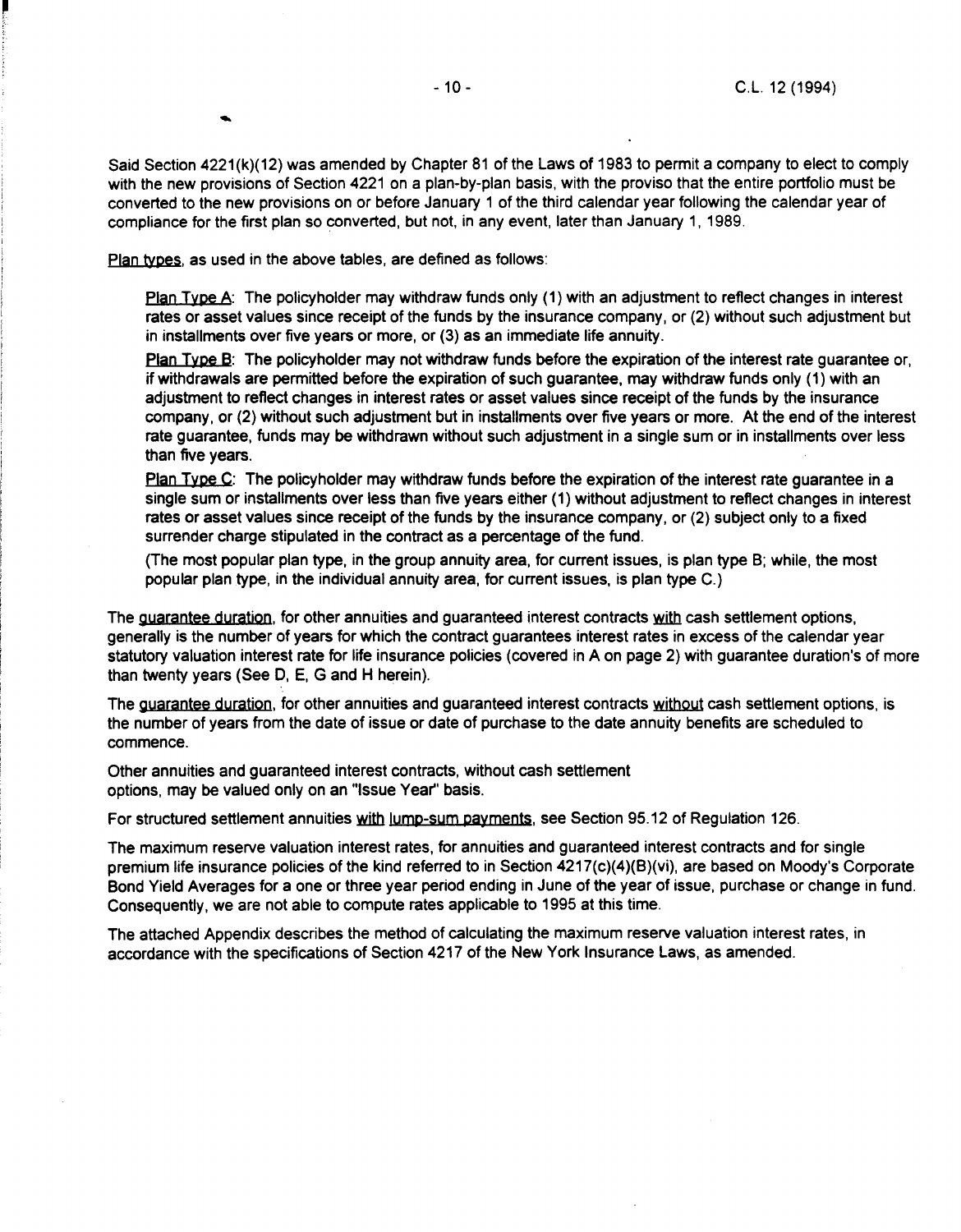Said Section 4221(k)(12) was amended by Chapter 81 of the Laws of 1983 to permit a company to elect to comply with the new provisions of Section 4221 on a plan-by-plan basis, with the proviso that the entire portfolio must be converted to the new provisions on or before January 1 of the third calendar year following the calendar year of compliance for the first plan so converted, but not, in any event, later than January 1, 1989.

Plan types, as used in the above tables, are defined as follows:

> Plan Type A: The policyholder may withdraw funds only (1) with an adjustment to reflect changes in interest rates or asset values since receipt of the funds by the insurance company, or (2) without such adjustment but in installments over five years or more, or (3) as an immediate life annuity.
>
> Plan Type B: The policyholder may not withdraw funds before the expiration of the interest rate guarantee or, if withdrawals are permitted before the expiration of such guarantee, may withdraw funds only (1) with an adjustment to reflect changes in interest rates or asset values since receipt of the funds by the insurance company, or (2) without such adjustment but in installments over five years or more. At the end of the interest rate guarantee, funds may be withdrawn without such adjustment in a single sum or in installments over less than five years.
>
> Plan Type C: The policyholder may withdraw funds before the expiration of the interest rate guarantee in a single sum or installments over less than five years either (1) without adjustment to reflect changes in interest rates or asset values since receipt of the funds by the insurance company, or (2) subject only to a fixed surrender charge stipulated in the contract as a percentage of the fund.
>
> (The most popular plan type, in the group annuity area, for current issues, is plan type B; while, the most popular plan type, in the individual annuity area, for current issues, is plan type C.)

The guarantee duration, for other annuities and guaranteed interest contracts with cash settlement options, generally is the number of years for which the contract guarantees interest rates in excess of the calendar year statutory valuation interest rate for life insurance policies (covered in A on page 2) with guarantee duration's of more than twenty years (See D, E, G and H herein).

The guarantee duration, for other annuities and guaranteed interest contracts without cash settlement options, is the number of years from the date of issue or date of purchase to the date annuity benefits are scheduled to commence.

Other annuities and guaranteed interest contracts, without cash settlement options, may be valued only on an "Issue Year" basis.

For structured settlement annuities with lump-sum payments, see Section 95.12 of Regulation 126.

The maximum reserve valuation interest rates, for annuities and guaranteed interest contracts and for single premium life insurance policies of the kind referred to in Section 4217(c)(4)(B)(vi), are based on Moody's Corporate Bond Yield Averages for a one or three year period ending in June of the year of issue, purchase or change in fund. Consequently, we are not able to compute rates applicable to 1995 at this time.

The attached Appendix describes the method of calculating the maximum reserve valuation interest rates, in accordance with the specifications of Section 4217 of the New York Insurance Laws, as amended.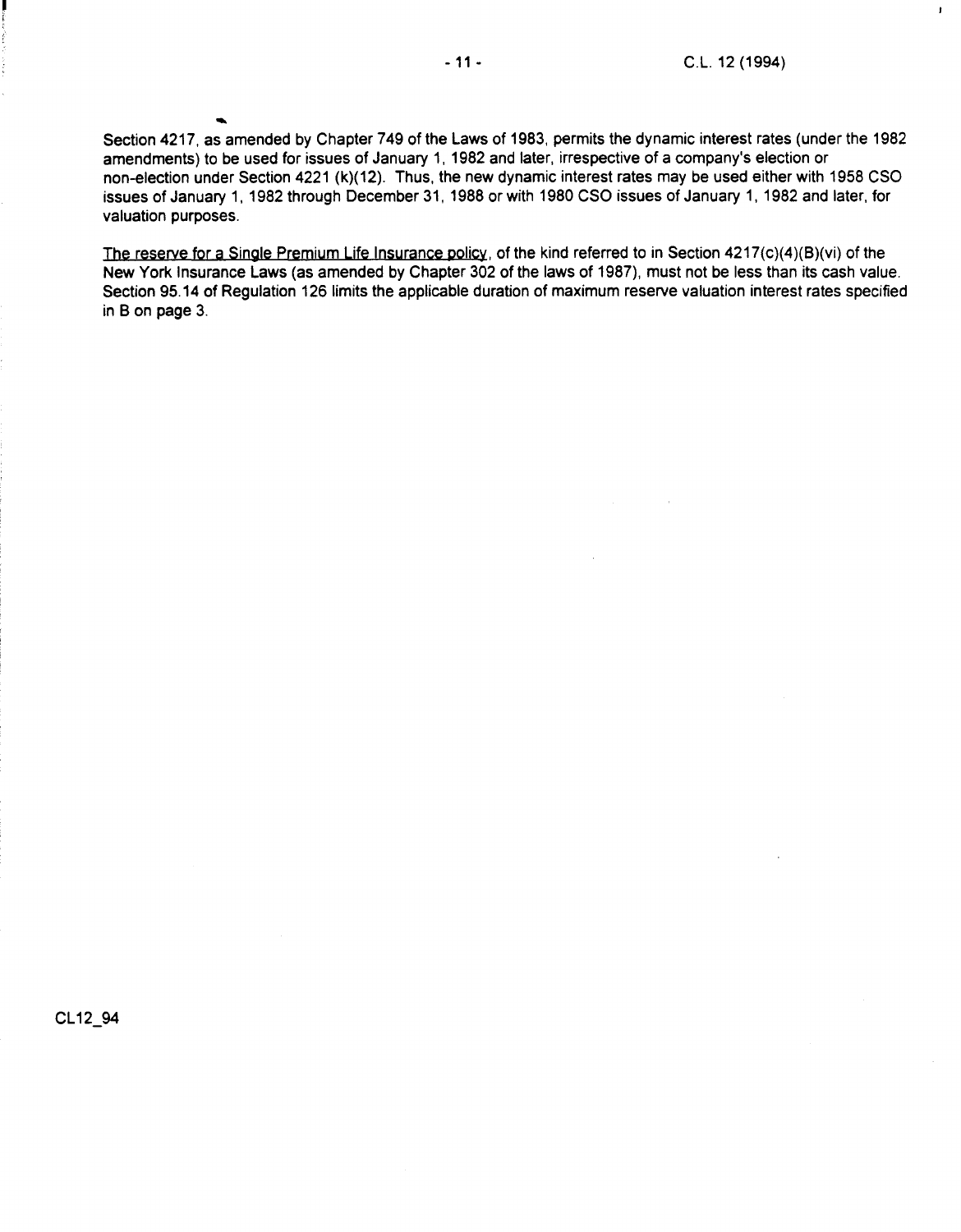Section 4217, as amended by Chapter 749 of the Laws of 1983, permits the dynamic interest rates (under the 1982 amendments) to be used for issues of January 1, 1982 and later, irrespective of a company's election or non-election under Section 4221 (k)(12). Thus, the new dynamic interest rates may be used either with 1958 CSO issues of January 1, 1982 through December 31, 1988 or with 1980 CSO issues of January 1, 1982 and later, for valuation purposes.

The reserve for a Single Premium Life Insurance policy, of the kind referred to in Section 4217(c)(4)(B)(vi) of the New York Insurance Laws (as amended by Chapter 302 of the laws of 1987), must not be less than its cash value. Section 95.14 of Regulation 126 limits the applicable duration of maximum reserve valuation interest rates specified in B on page 3.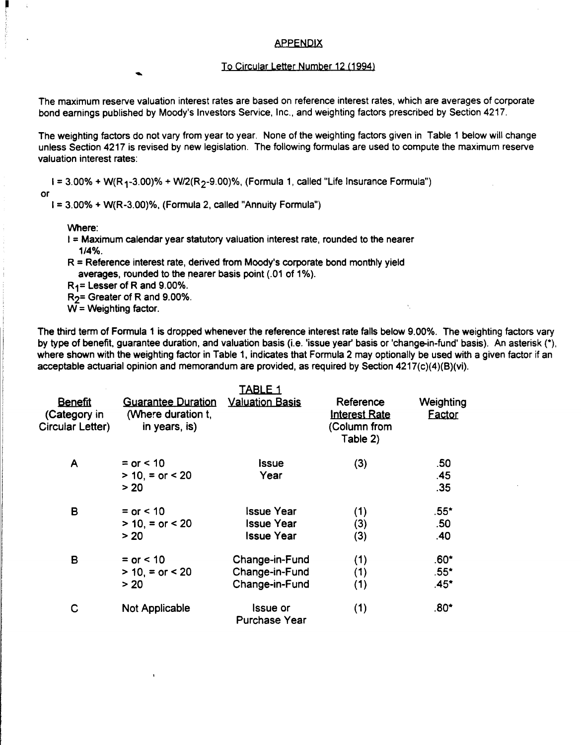## APPENDIX

### To Circular Letter Number 12 (1994)

The maximum reserve valuation interest rates are based on reference interest rates, which are averages of corporate bond earnings published by Moody's Investors Service, Inc., and weighting factors prescribed by Section 4217.

The weighting factors do not vary from year to year. None of the weighting factors given in Table 1 below will change unless Section 4217 is revised by new legislation. The following formulas are used to compute the maximum reserve valuation interest rates:

$I = 3.00\% + W(R_1\text{-}3.00)\% + W/2(R_2\text{-}9.00)\%$, (Formula 1, called "Life Insurance Formula")

or

$I = 3.00\% + W(R\text{-}3.00)\%$, (Formula 2, called "Annuity Formula")

Where:

$I$ = Maximum calendar year statutory valuation interest rate, rounded to the nearer 1/4%.

$R$ = Reference interest rate, derived from Moody's corporate bond monthly yield averages, rounded to the nearer basis point (.01 of 1%).

$R_1$ = Lesser of R and 9.00%.

$R_2$ = Greater of R and 9.00%.

$W$ = Weighting factor.

The third term of Formula 1 is dropped whenever the reference interest rate falls below 9.00%. The weighting factors vary by type of benefit, guarantee duration, and valuation basis (i.e. 'issue year' basis or 'change-in-fund' basis). An asterisk (*), where shown with the weighting factor in Table 1, indicates that Formula 2 may optionally be used with a given factor if an acceptable actuarial opinion and memorandum are provided, as required by Section 4217(c)(4)(B)(vi).

**TABLE 1**

| Benefit (Category in Circular Letter) | Guarantee Duration (Where duration t, in years, is) | Valuation Basis | Reference Interest Rate (Column from Table 2) | Weighting Factor |
|---|---|---|---|---|
| A | = or < 10 | Issue Year | (3) | .50 |
| | > 10, = or < 20 | | | .45 |
| | > 20 | | | .35 |
| B | = or < 10 | Issue Year | (1) | .55* |
| | > 10, = or < 20 | Issue Year | (3) | .50 |
| | > 20 | Issue Year | (3) | .40 |
| B | = or < 10 | Change-in-Fund | (1) | .60* |
| | > 10, = or < 20 | Change-in-Fund | (1) | .55* |
| | > 20 | Change-in-Fund | (1) | .45* |
| C | Not Applicable | Issue or Purchase Year | (1) | .80* |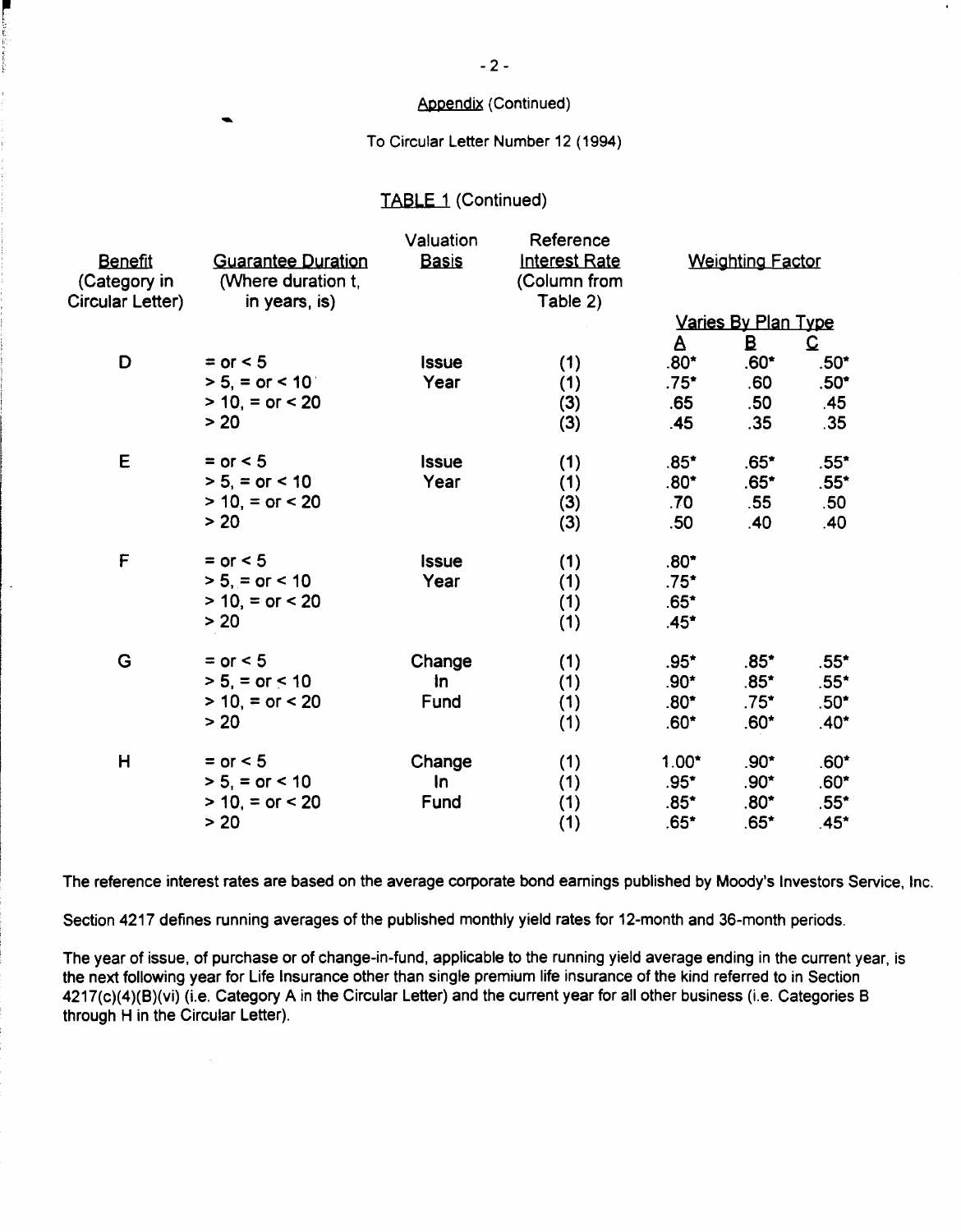Appendix (Continued)

To Circular Letter Number 12 (1994)

TABLE 1 (Continued)

| Benefit (Category in Circular Letter) | Guarantee Duration (Where duration t, in years, is) | Valuation Basis | Reference Interest Rate (Column from Table 2) | Weighting Factor | | |
|---|---|---|---|---|---|---|
| | | | | Varies By Plan Type | | |
| | | | | A | B | C |
| D | = or < 5 | Issue | (1) | .80* | .60* | .50* |
| | > 5, = or < 10 | Year | (1) | .75* | .60 | .50* |
| | > 10, = or < 20 | | (3) | .65 | .50 | .45 |
| | > 20 | | (3) | .45 | .35 | .35 |
| E | = or < 5 | Issue | (1) | .85* | .65* | .55* |
| | > 5, = or < 10 | Year | (1) | .80* | .65* | .55* |
| | > 10, = or < 20 | | (3) | .70 | .55 | .50 |
| | > 20 | | (3) | .50 | .40 | .40 |
| F | = or < 5 | Issue | (1) | .80* | | |
| | > 5, = or < 10 | Year | (1) | .75* | | |
| | > 10, = or < 20 | | (1) | .65* | | |
| | > 20 | | (1) | .45* | | |
| G | = or < 5 | Change | (1) | .95* | .85* | .55* |
| | > 5, = or < 10 | In | (1) | .90* | .85* | .55* |
| | > 10, = or < 20 | Fund | (1) | .80* | .75* | .50* |
| | > 20 | | (1) | .60* | .60* | .40* |
| H | = or < 5 | Change | (1) | 1.00* | .90* | .60* |
| | > 5, = or < 10 | In | (1) | .95* | .90* | .60* |
| | > 10, = or < 20 | Fund | (1) | .85* | .80* | .55* |
| | > 20 | | (1) | .65* | .65* | .45* |

The reference interest rates are based on the average corporate bond earnings published by Moody's Investors Service, Inc.

Section 4217 defines running averages of the published monthly yield rates for 12-month and 36-month periods.

The year of issue, of purchase or of change-in-fund, applicable to the running yield average ending in the current year, is the next following year for Life Insurance other than single premium life insurance of the kind referred to in Section 4217(c)(4)(B)(vi) (i.e. Category A in the Circular Letter) and the current year for all other business (i.e. Categories B through H in the Circular Letter).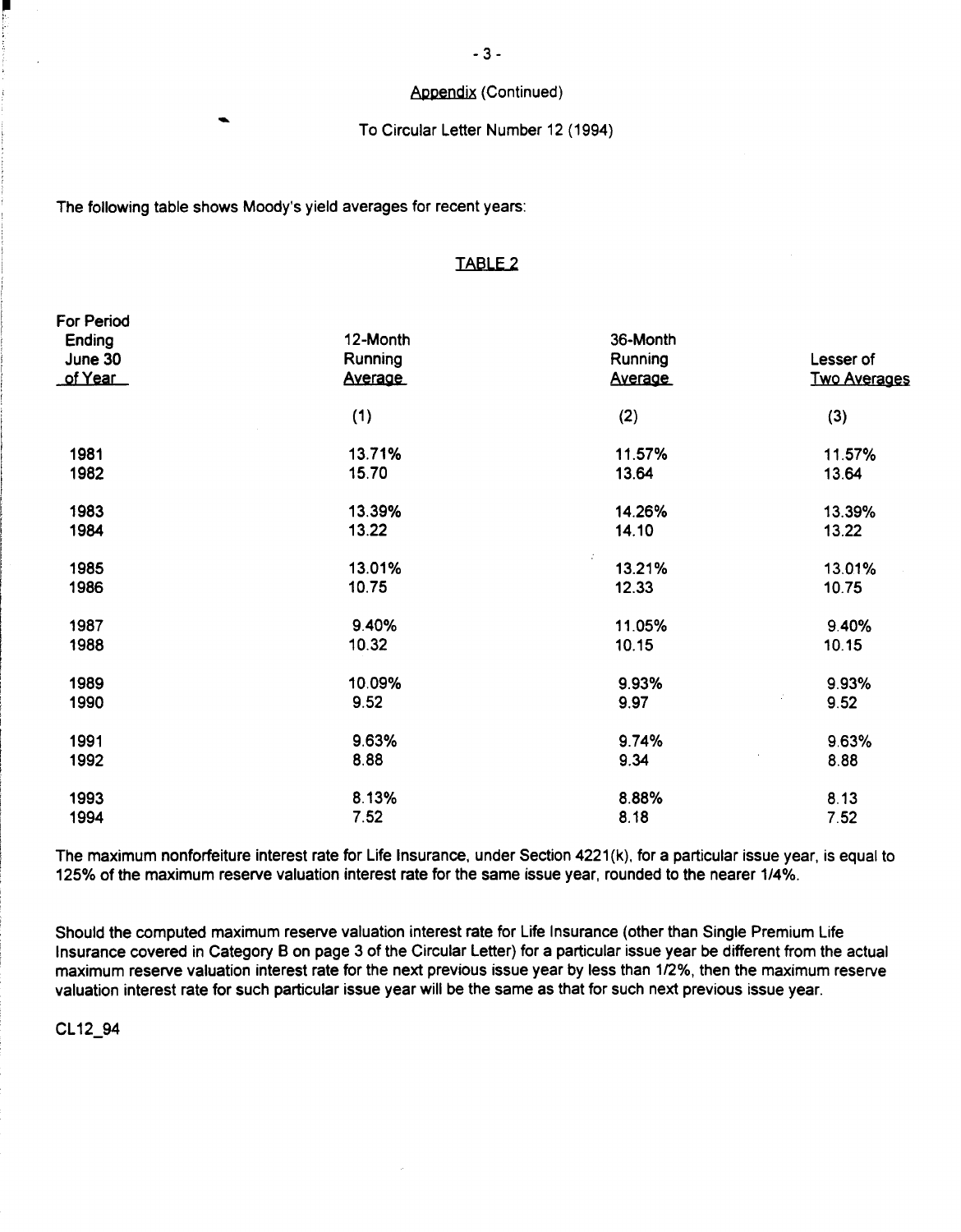Appendix (Continued)

To Circular Letter Number 12 (1994)

The following table shows Moody's yield averages for recent years:

TABLE 2

| For Period Ending June 30 of Year | 12-Month Running Average | 36-Month Running Average | Lesser of Two Averages |
|---|---|---|---|
| | (1) | (2) | (3) |
| 1981 | 13.71% | 11.57% | 11.57% |
| 1982 | 15.70 | 13.64 | 13.64 |
| 1983 | 13.39% | 14.26% | 13.39% |
| 1984 | 13.22 | 14.10 | 13.22 |
| 1985 | 13.01% | 13.21% | 13.01% |
| 1986 | 10.75 | 12.33 | 10.75 |
| 1987 | 9.40% | 11.05% | 9.40% |
| 1988 | 10.32 | 10.15 | 10.15 |
| 1989 | 10.09% | 9.93% | 9.93% |
| 1990 | 9.52 | 9.97 | 9.52 |
| 1991 | 9.63% | 9.74% | 9.63% |
| 1992 | 8.88 | 9.34 | 8.88 |
| 1993 | 8.13% | 8.88% | 8.13 |
| 1994 | 7.52 | 8.18 | 7.52 |

The maximum nonforfeiture interest rate for Life Insurance, under Section 4221(k), for a particular issue year, is equal to 125% of the maximum reserve valuation interest rate for the same issue year, rounded to the nearer 1/4%.

Should the computed maximum reserve valuation interest rate for Life Insurance (other than Single Premium Life Insurance covered in Category B on page 3 of the Circular Letter) for a particular issue year be different from the actual maximum reserve valuation interest rate for the next previous issue year by less than 1/2%, then the maximum reserve valuation interest rate for such particular issue year will be the same as that for such next previous issue year.

CL12_94